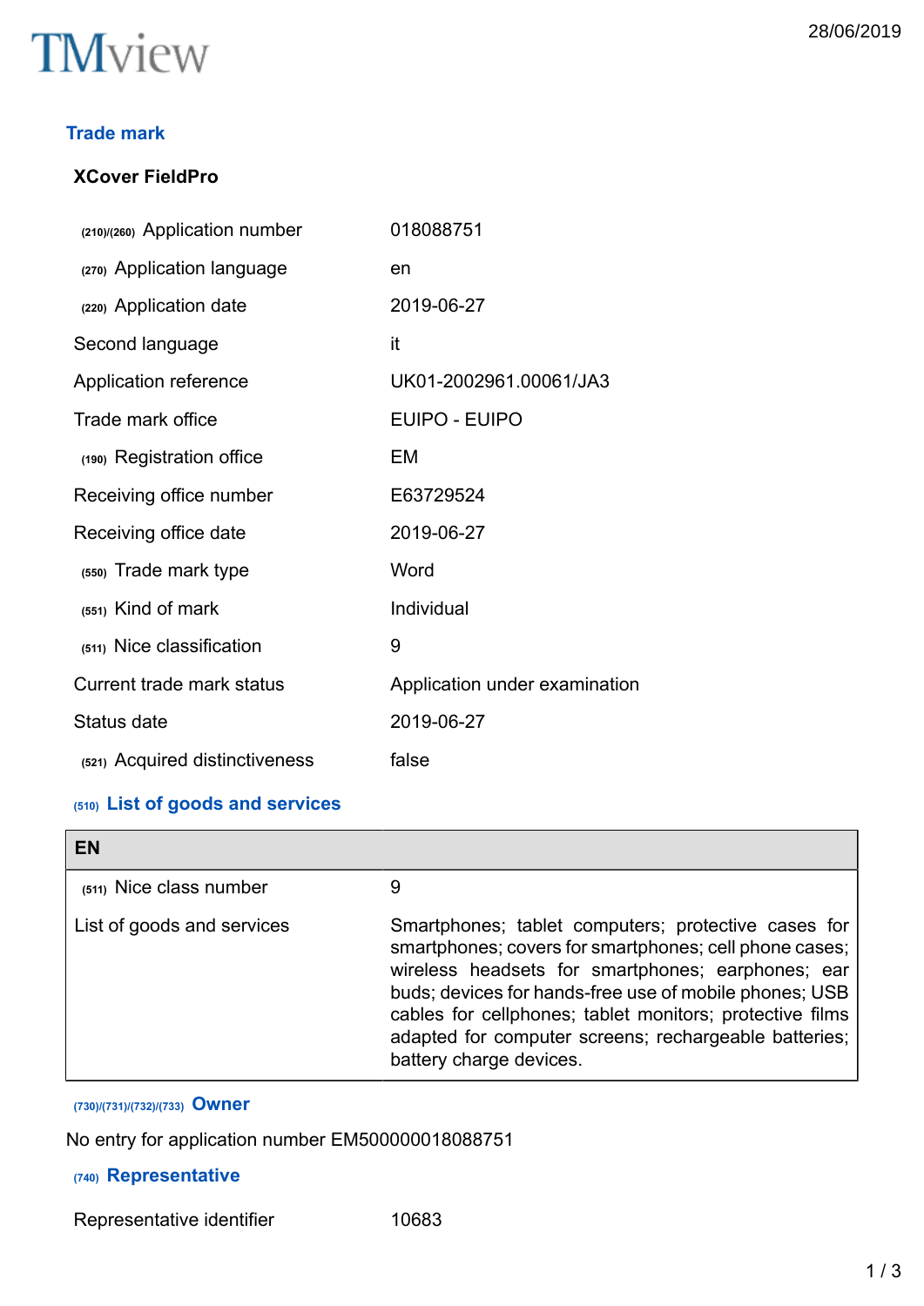TMview

28/06/2019

## Trade mark

### XCover FieldPro

| | |
|---|---|
| (210)/(260) Application number | 018088751 |
| (270) Application language | en |
| (220) Application date | 2019-06-27 |
| Second language | it |
| Application reference | UK01-2002961.00061/JA3 |
| Trade mark office | EUIPO - EUIPO |
| (190) Registration office | EM |
| Receiving office number | E63729524 |
| Receiving office date | 2019-06-27 |
| (550) Trade mark type | Word |
| (551) Kind of mark | Individual |
| (511) Nice classification | 9 |
| Current trade mark status | Application under examination |
| Status date | 2019-06-27 |
| (521) Acquired distinctiveness | false |

## (510) List of goods and services

| EN | |
|---|---|
| (511) Nice class number | 9 |
| List of goods and services | Smartphones; tablet computers; protective cases for smartphones; covers for smartphones; cell phone cases; wireless headsets for smartphones; earphones; ear buds; devices for hands-free use of mobile phones; USB cables for cellphones; tablet monitors; protective films adapted for computer screens; rechargeable batteries; battery charge devices. |

## (730)/(731)/(732)/(733) Owner

No entry for application number EM500000018088751

## (740) Representative

| | |
|---|---|
| Representative identifier | 10683 |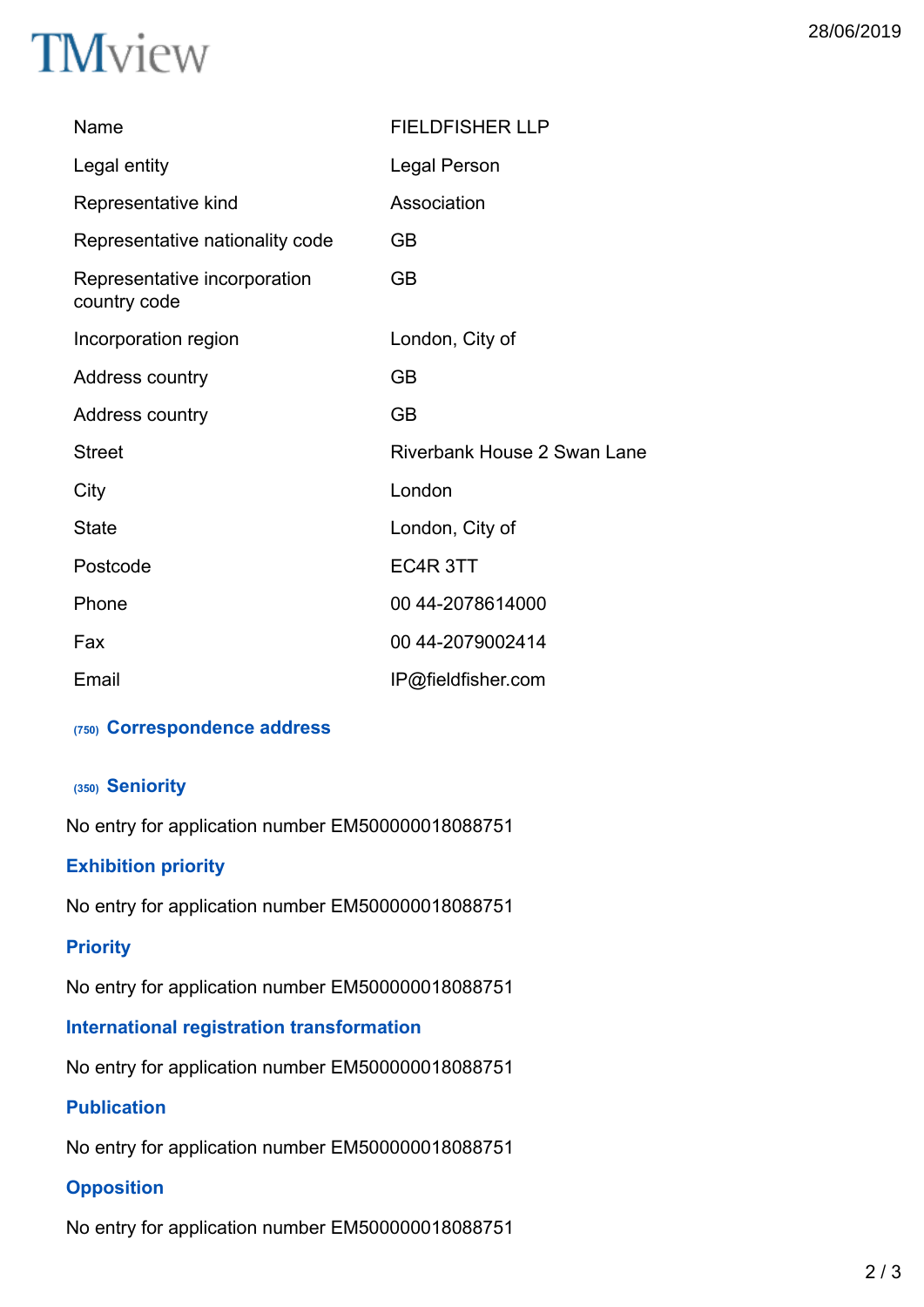| | |
|---|---|
| Name | FIELDFISHER LLP |
| Legal entity | Legal Person |
| Representative kind | Association |
| Representative nationality code | GB |
| Representative incorporation country code | GB |
| Incorporation region | London, City of |
| Address country | GB |
| Address country | GB |
| Street | Riverbank House 2 Swan Lane |
| City | London |
| State | London, City of |
| Postcode | EC4R 3TT |
| Phone | 00 44-2078614000 |
| Fax | 00 44-2079002414 |
| Email | IP@fieldfisher.com |

### (750) Correspondence address

### (350) Seniority

No entry for application number EM500000018088751

### Exhibition priority

No entry for application number EM500000018088751

### Priority

No entry for application number EM500000018088751

### International registration transformation

No entry for application number EM500000018088751

### Publication

No entry for application number EM500000018088751

### Opposition

No entry for application number EM500000018088751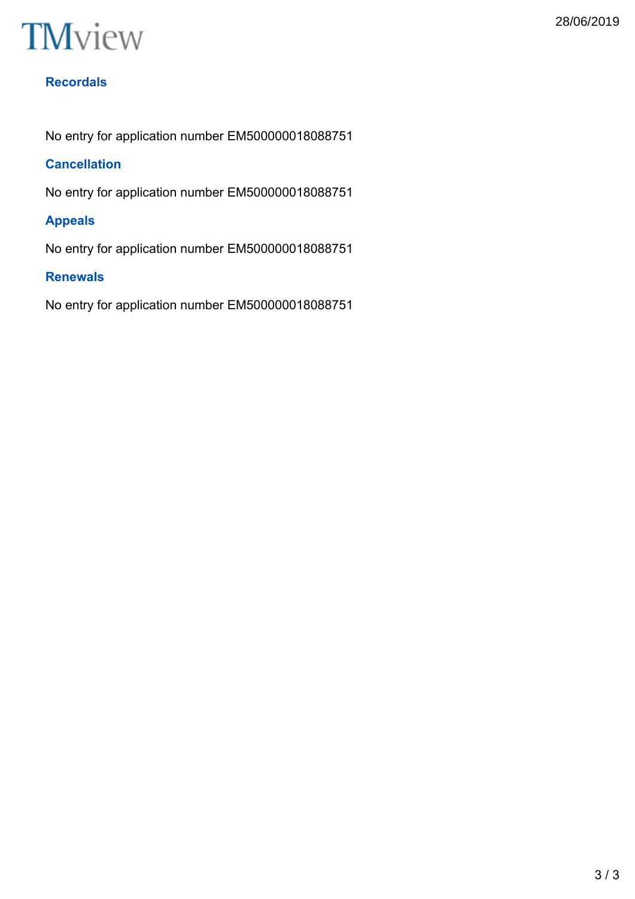## Recordals

No entry for application number EM500000018088751

## Cancellation

No entry for application number EM500000018088751

## Appeals

No entry for application number EM500000018088751

## Renewals

No entry for application number EM500000018088751